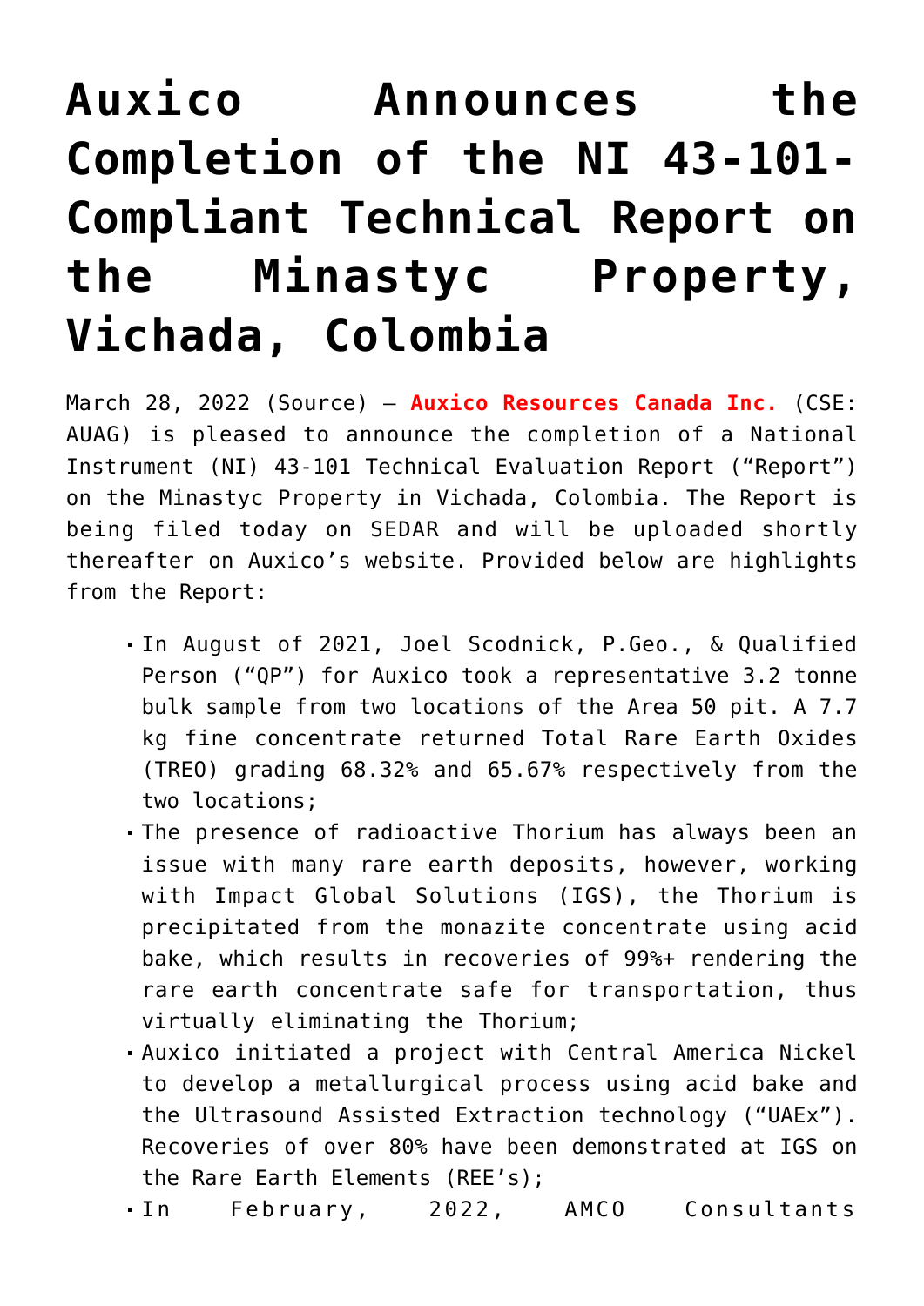# Auxico Announces the Completion of the NI 43-101-Compliant Technical Report on the Minastyc Property, Vichada, Colombia

March 28, 2022 (Source) — **Auxico Resources Canada Inc.** (CSE: AUAG) is pleased to announce the completion of a National Instrument (NI) 43-101 Technical Evaluation Report ("Report") on the Minastyc Property in Vichada, Colombia. The Report is being filed today on SEDAR and will be uploaded shortly thereafter on Auxico's website. Provided below are highlights from the Report:

- In August of 2021, Joel Scodnick, P.Geo., & Qualified Person ("QP") for Auxico took a representative 3.2 tonne bulk sample from two locations of the Area 50 pit. A 7.7 kg fine concentrate returned Total Rare Earth Oxides (TREO) grading 68.32% and 65.67% respectively from the two locations;
- The presence of radioactive Thorium has always been an issue with many rare earth deposits, however, working with Impact Global Solutions (IGS), the Thorium is precipitated from the monazite concentrate using acid bake, which results in recoveries of 99%+ rendering the rare earth concentrate safe for transportation, thus virtually eliminating the Thorium;
- Auxico initiated a project with Central America Nickel to develop a metallurgical process using acid bake and the Ultrasound Assisted Extraction technology ("UAEx"). Recoveries of over 80% have been demonstrated at IGS on the Rare Earth Elements (REE's);
- In February, 2022, AMCO Consultants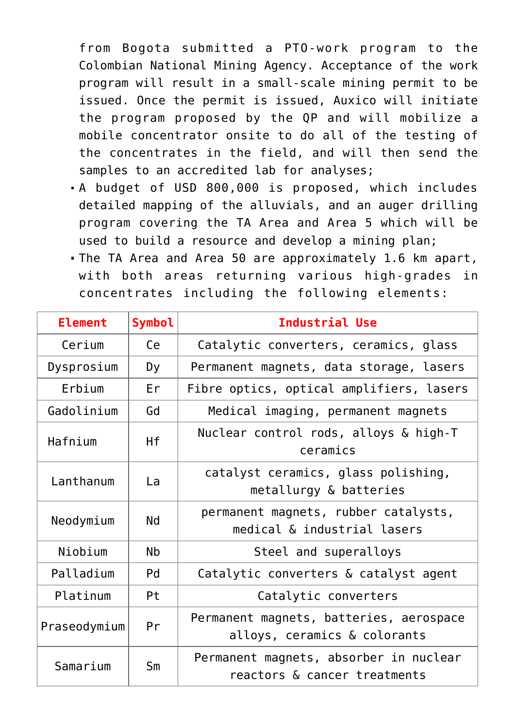from Bogota submitted a PTO-work program to the Colombian National Mining Agency. Acceptance of the work program will result in a small-scale mining permit to be issued. Once the permit is issued, Auxico will initiate the program proposed by the QP and will mobilize a mobile concentrator onsite to do all of the testing of the concentrates in the field, and will then send the samples to an accredited lab for analyses;

- A budget of USD 800,000 is proposed, which includes detailed mapping of the alluvials, and an auger drilling program covering the TA Area and Area 5 which will be used to build a resource and develop a mining plan;
- The TA Area and Area 50 are approximately 1.6 km apart, with both areas returning various high-grades in concentrates including the following elements:

| Element | Symbol | Industrial Use |
|---|---|---|
| Cerium | Ce | Catalytic converters, ceramics, glass |
| Dysprosium | Dy | Permanent magnets, data storage, lasers |
| Erbium | Er | Fibre optics, optical amplifiers, lasers |
| Gadolinium | Gd | Medical imaging, permanent magnets |
| Hafnium | Hf | Nuclear control rods, alloys & high-T ceramics |
| Lanthanum | La | catalyst ceramics, glass polishing, metallurgy & batteries |
| Neodymium | Nd | permanent magnets, rubber catalysts, medical & industrial lasers |
| Niobium | Nb | Steel and superalloys |
| Palladium | Pd | Catalytic converters & catalyst agent |
| Platinum | Pt | Catalytic converters |
| Praseodymium | Pr | Permanent magnets, batteries, aerospace alloys, ceramics & colorants |
| Samarium | Sm | Permanent magnets, absorber in nuclear reactors & cancer treatments |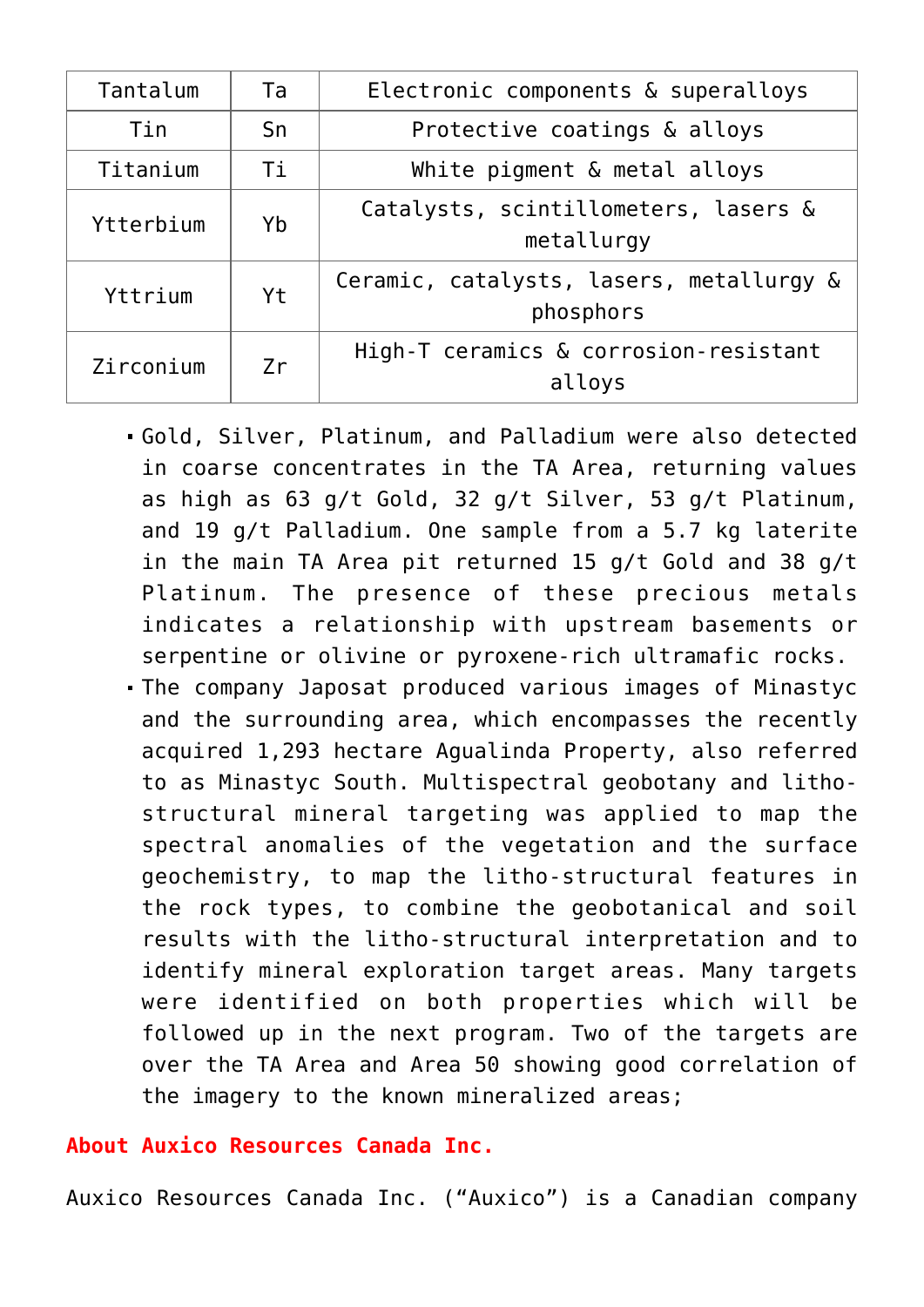| Tantalum | Ta | Electronic components & superalloys |
|---|---|---|
| Tin | Sn | Protective coatings & alloys |
| Titanium | Ti | White pigment & metal alloys |
| Ytterbium | Yb | Catalysts, scintillometers, lasers & metallurgy |
| Yttrium | Yt | Ceramic, catalysts, lasers, metallurgy & phosphors |
| Zirconium | Zr | High-T ceramics & corrosion-resistant alloys |

- Gold, Silver, Platinum, and Palladium were also detected in coarse concentrates in the TA Area, returning values as high as 63 g/t Gold, 32 g/t Silver, 53 g/t Platinum, and 19 g/t Palladium. One sample from a 5.7 kg laterite in the main TA Area pit returned 15 g/t Gold and 38 g/t Platinum. The presence of these precious metals indicates a relationship with upstream basements or serpentine or olivine or pyroxene-rich ultramafic rocks.
- The company Japosat produced various images of Minastyc and the surrounding area, which encompasses the recently acquired 1,293 hectare Agualinda Property, also referred to as Minastyc South. Multispectral geobotany and litho-structural mineral targeting was applied to map the spectral anomalies of the vegetation and the surface geochemistry, to map the litho-structural features in the rock types, to combine the geobotanical and soil results with the litho-structural interpretation and to identify mineral exploration target areas. Many targets were identified on both properties which will be followed up in the next program. Two of the targets are over the TA Area and Area 50 showing good correlation of the imagery to the known mineralized areas;

## About Auxico Resources Canada Inc.

Auxico Resources Canada Inc. ("Auxico") is a Canadian company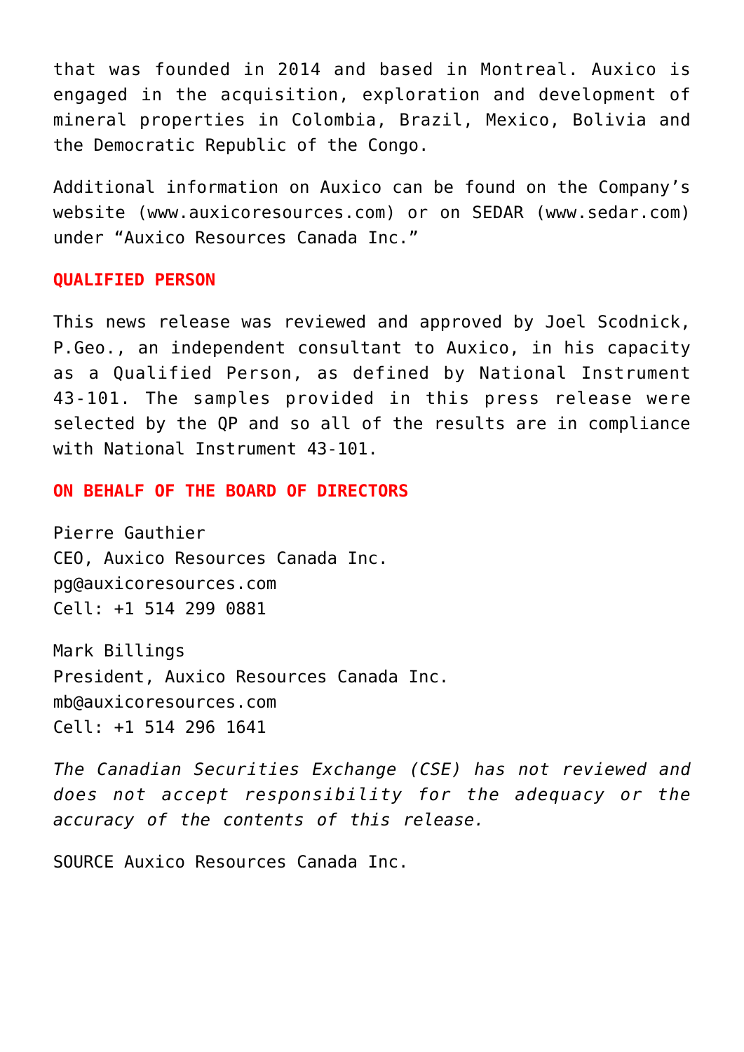that was founded in 2014 and based in Montreal. Auxico is engaged in the acquisition, exploration and development of mineral properties in Colombia, Brazil, Mexico, Bolivia and the Democratic Republic of the Congo.

Additional information on Auxico can be found on the Company's website (www.auxicoresources.com) or on SEDAR (www.sedar.com) under "Auxico Resources Canada Inc."

**QUALIFIED PERSON**

This news release was reviewed and approved by Joel Scodnick, P.Geo., an independent consultant to Auxico, in his capacity as a Qualified Person, as defined by National Instrument 43-101. The samples provided in this press release were selected by the QP and so all of the results are in compliance with National Instrument 43-101.

**ON BEHALF OF THE BOARD OF DIRECTORS**

Pierre Gauthier
CEO, Auxico Resources Canada Inc.
pg@auxicoresources.com
Cell: +1 514 299 0881

Mark Billings
President, Auxico Resources Canada Inc.
mb@auxicoresources.com
Cell: +1 514 296 1641

*The Canadian Securities Exchange (CSE) has not reviewed and does not accept responsibility for the adequacy or the accuracy of the contents of this release.*

SOURCE Auxico Resources Canada Inc.